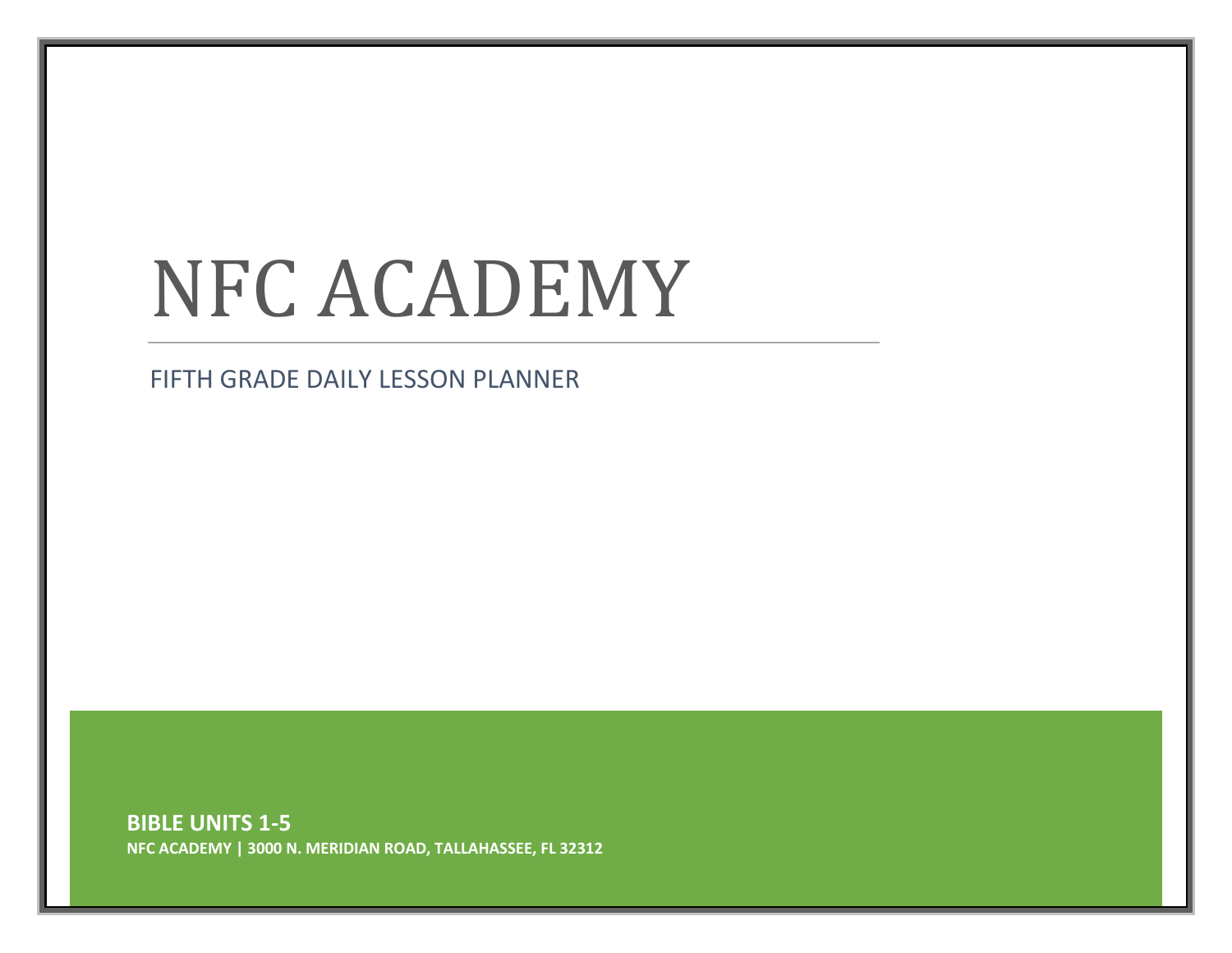# NFC ACADEMY

FIFTH GRADE DAILY LESSON PLANNER

**BIBLE UNITS 1-5**

**NFC ACADEMY | 3000 N. MERIDIAN ROAD, TALLAHASSEE, FL 32312**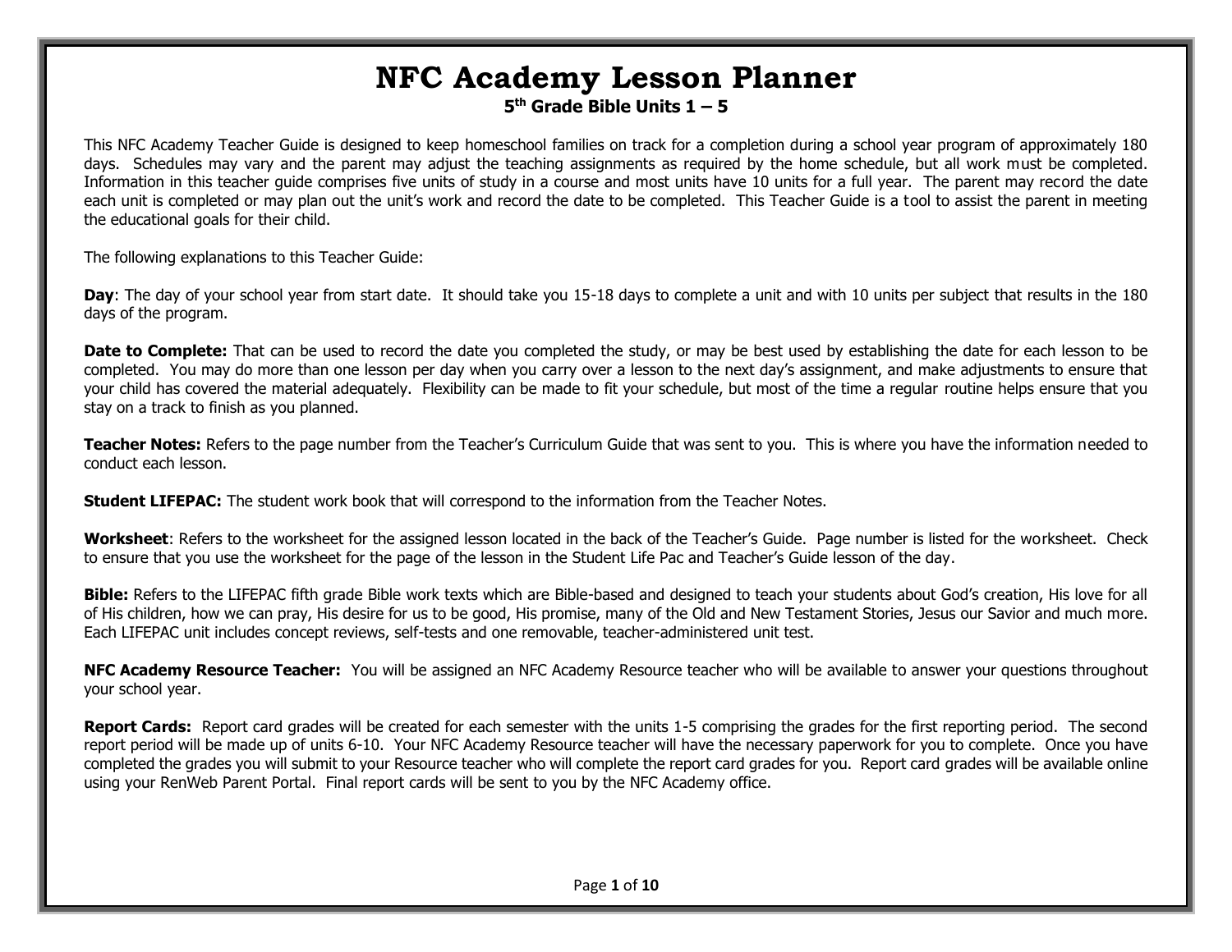# NFC Academy Lesson Planner

**5th Grade Bible Units 1 – 5**

This NFC Academy Teacher Guide is designed to keep homeschool families on track for a completion during a school year program of approximately 180 days. Schedules may vary and the parent may adjust the teaching assignments as required by the home schedule, but all work must be completed. Information in this teacher guide comprises five units of study in a course and most units have 10 units for a full year. The parent may record the date each unit is completed or may plan out the unit's work and record the date to be completed. This Teacher Guide is a tool to assist the parent in meeting the educational goals for their child.

The following explanations to this Teacher Guide:

**Day**: The day of your school year from start date. It should take you 15-18 days to complete a unit and with 10 units per subject that results in the 180 days of the program.

**Date to Complete:** That can be used to record the date you completed the study, or may be best used by establishing the date for each lesson to be completed. You may do more than one lesson per day when you carry over a lesson to the next day's assignment, and make adjustments to ensure that your child has covered the material adequately. Flexibility can be made to fit your schedule, but most of the time a regular routine helps ensure that you stay on a track to finish as you planned.

**Teacher Notes:** Refers to the page number from the Teacher's Curriculum Guide that was sent to you. This is where you have the information needed to conduct each lesson.

**Student LIFEPAC:** The student work book that will correspond to the information from the Teacher Notes.

**Worksheet**: Refers to the worksheet for the assigned lesson located in the back of the Teacher's Guide. Page number is listed for the worksheet. Check to ensure that you use the worksheet for the page of the lesson in the Student Life Pac and Teacher's Guide lesson of the day.

**Bible:** Refers to the LIFEPAC fifth grade Bible work texts which are Bible-based and designed to teach your students about God's creation, His love for all of His children, how we can pray, His desire for us to be good, His promise, many of the Old and New Testament Stories, Jesus our Savior and much more. Each LIFEPAC unit includes concept reviews, self-tests and one removable, teacher-administered unit test.

**NFC Academy Resource Teacher:** You will be assigned an NFC Academy Resource teacher who will be available to answer your questions throughout your school year.

**Report Cards:** Report card grades will be created for each semester with the units 1-5 comprising the grades for the first reporting period. The second report period will be made up of units 6-10. Your NFC Academy Resource teacher will have the necessary paperwork for you to complete. Once you have completed the grades you will submit to your Resource teacher who will complete the report card grades for you. Report card grades will be available online using your RenWeb Parent Portal. Final report cards will be sent to you by the NFC Academy office.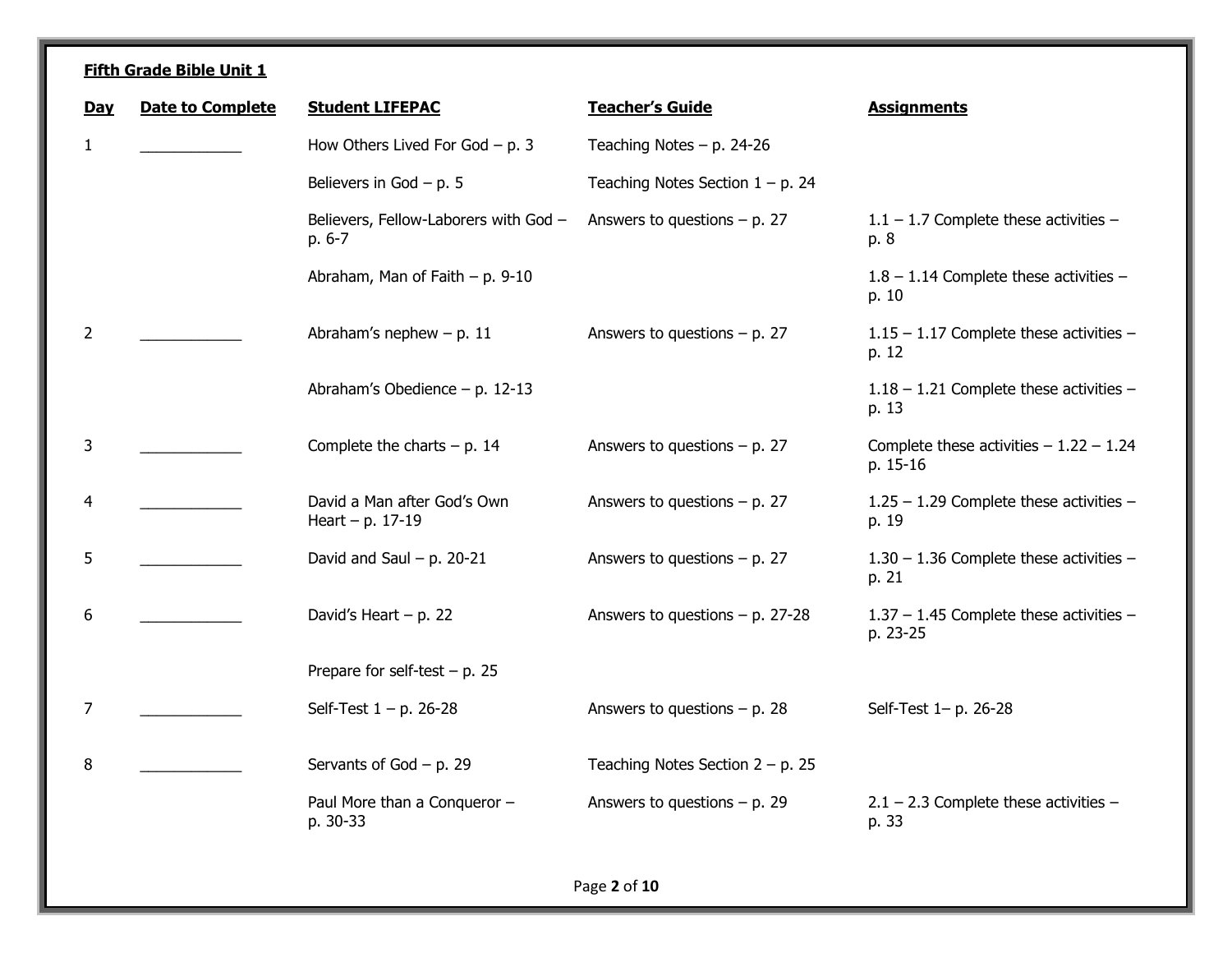**Fifth Grade Bible Unit 1**

| Day | Date to Complete | Student LIFEPAC | Teacher's Guide | Assignments |
|---|---|---|---|---|
| 1 | ____________ | How Others Lived For God – p. 3 | Teaching Notes – p. 24-26 | |
| | | Believers in God – p. 5 | Teaching Notes Section 1 – p. 24 | |
| | | Believers, Fellow-Laborers with God – p. 6-7 | Answers to questions – p. 27 | 1.1 – 1.7 Complete these activities – p. 8 |
| | | Abraham, Man of Faith – p. 9-10 | | 1.8 – 1.14 Complete these activities – p. 10 |
| 2 | ____________ | Abraham's nephew – p. 11 | Answers to questions – p. 27 | 1.15 – 1.17 Complete these activities – p. 12 |
| | | Abraham's Obedience – p. 12-13 | | 1.18 – 1.21 Complete these activities – p. 13 |
| 3 | ____________ | Complete the charts – p. 14 | Answers to questions – p. 27 | Complete these activities – 1.22 – 1.24 p. 15-16 |
| 4 | ____________ | David a Man after God's Own Heart – p. 17-19 | Answers to questions – p. 27 | 1.25 – 1.29 Complete these activities – p. 19 |
| 5 | ____________ | David and Saul – p. 20-21 | Answers to questions – p. 27 | 1.30 – 1.36 Complete these activities – p. 21 |
| 6 | ____________ | David's Heart – p. 22 | Answers to questions – p. 27-28 | 1.37 – 1.45 Complete these activities – p. 23-25 |
| | | Prepare for self-test – p. 25 | | |
| 7 | ____________ | Self-Test 1 – p. 26-28 | Answers to questions – p. 28 | Self-Test 1– p. 26-28 |
| 8 | ____________ | Servants of God – p. 29 | Teaching Notes Section 2 – p. 25 | |
| | | Paul More than a Conqueror – p. 30-33 | Answers to questions – p. 29 | 2.1 – 2.3 Complete these activities – p. 33 |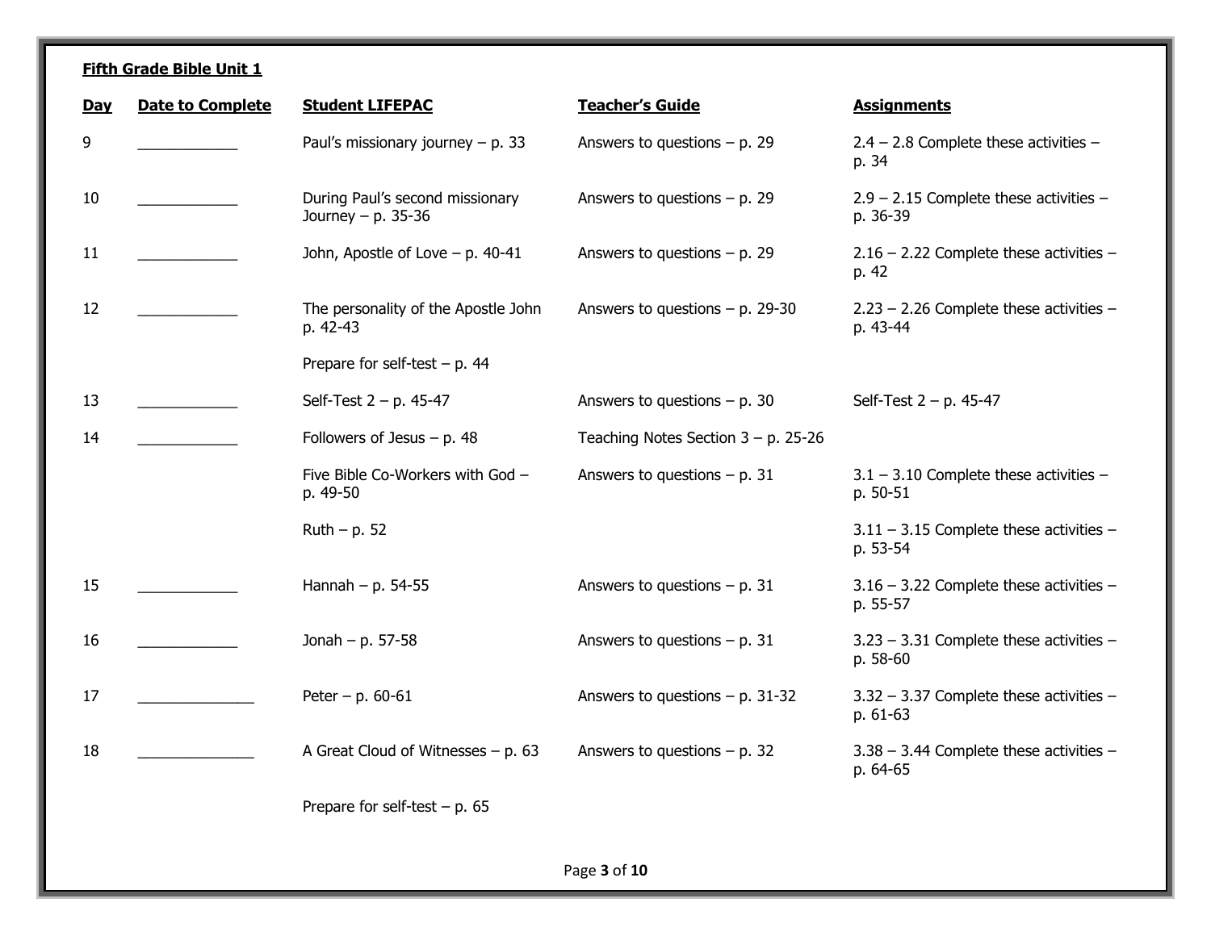**Fifth Grade Bible Unit 1**

| Day | Date to Complete | Student LIFEPAC | Teacher's Guide | Assignments |
|---|---|---|---|---|
| 9 | ____________ | Paul's missionary journey – p. 33 | Answers to questions – p. 29 | 2.4 – 2.8 Complete these activities – p. 34 |
| 10 | ____________ | During Paul's second missionary Journey – p. 35-36 | Answers to questions – p. 29 | 2.9 – 2.15 Complete these activities – p. 36-39 |
| 11 | ____________ | John, Apostle of Love – p. 40-41 | Answers to questions – p. 29 | 2.16 – 2.22 Complete these activities – p. 42 |
| 12 | ____________ | The personality of the Apostle John p. 42-43 | Answers to questions – p. 29-30 | 2.23 – 2.26 Complete these activities – p. 43-44 |
| | | Prepare for self-test – p. 44 | | |
| 13 | ____________ | Self-Test 2 – p. 45-47 | Answers to questions – p. 30 | Self-Test 2 – p. 45-47 |
| 14 | ____________ | Followers of Jesus – p. 48 | Teaching Notes Section 3 – p. 25-26 | |
| | | Five Bible Co-Workers with God – p. 49-50 | Answers to questions – p. 31 | 3.1 – 3.10 Complete these activities – p. 50-51 |
| | | Ruth – p. 52 | | 3.11 – 3.15 Complete these activities – p. 53-54 |
| 15 | ____________ | Hannah – p. 54-55 | Answers to questions – p. 31 | 3.16 – 3.22 Complete these activities – p. 55-57 |
| 16 | ____________ | Jonah – p. 57-58 | Answers to questions – p. 31 | 3.23 – 3.31 Complete these activities – p. 58-60 |
| 17 | ______________ | Peter – p. 60-61 | Answers to questions – p. 31-32 | 3.32 – 3.37 Complete these activities – p. 61-63 |
| 18 | ______________ | A Great Cloud of Witnesses – p. 63 | Answers to questions – p. 32 | 3.38 – 3.44 Complete these activities – p. 64-65 |
| | | Prepare for self-test – p. 65 | | |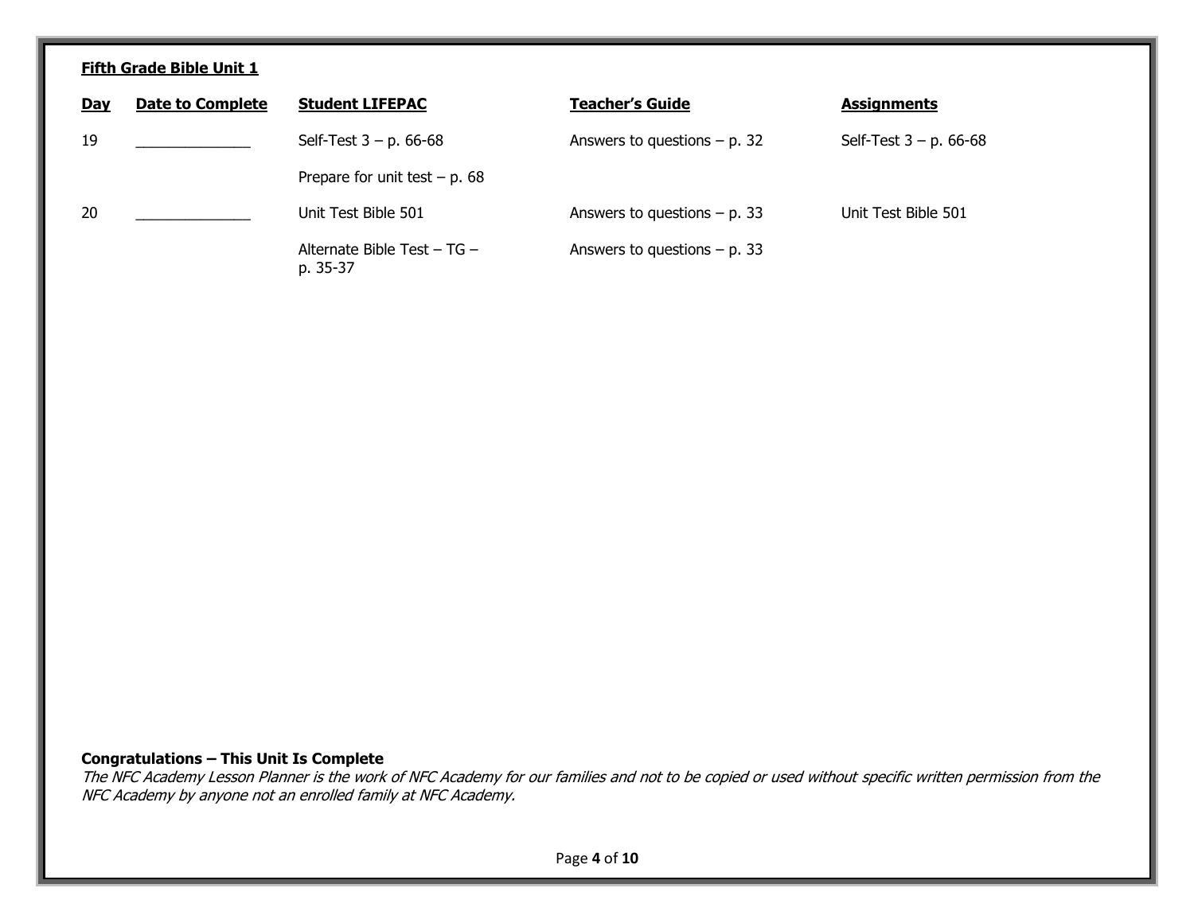**Fifth Grade Bible Unit 1**

| Day | Date to Complete | Student LIFEPAC | Teacher's Guide | Assignments |
|---|---|---|---|---|
| 19 | ______________ | Self-Test 3 – p. 66-68 | Answers to questions – p. 32 | Self-Test 3 – p. 66-68 |
| | | Prepare for unit test – p. 68 | | |
| 20 | ______________ | Unit Test Bible 501 | Answers to questions – p. 33 | Unit Test Bible 501 |
| | | Alternate Bible Test – TG – p. 35-37 | Answers to questions – p. 33 | |

**Congratulations – This Unit Is Complete**

*The NFC Academy Lesson Planner is the work of NFC Academy for our families and not to be copied or used without specific written permission from the NFC Academy by anyone not an enrolled family at NFC Academy.*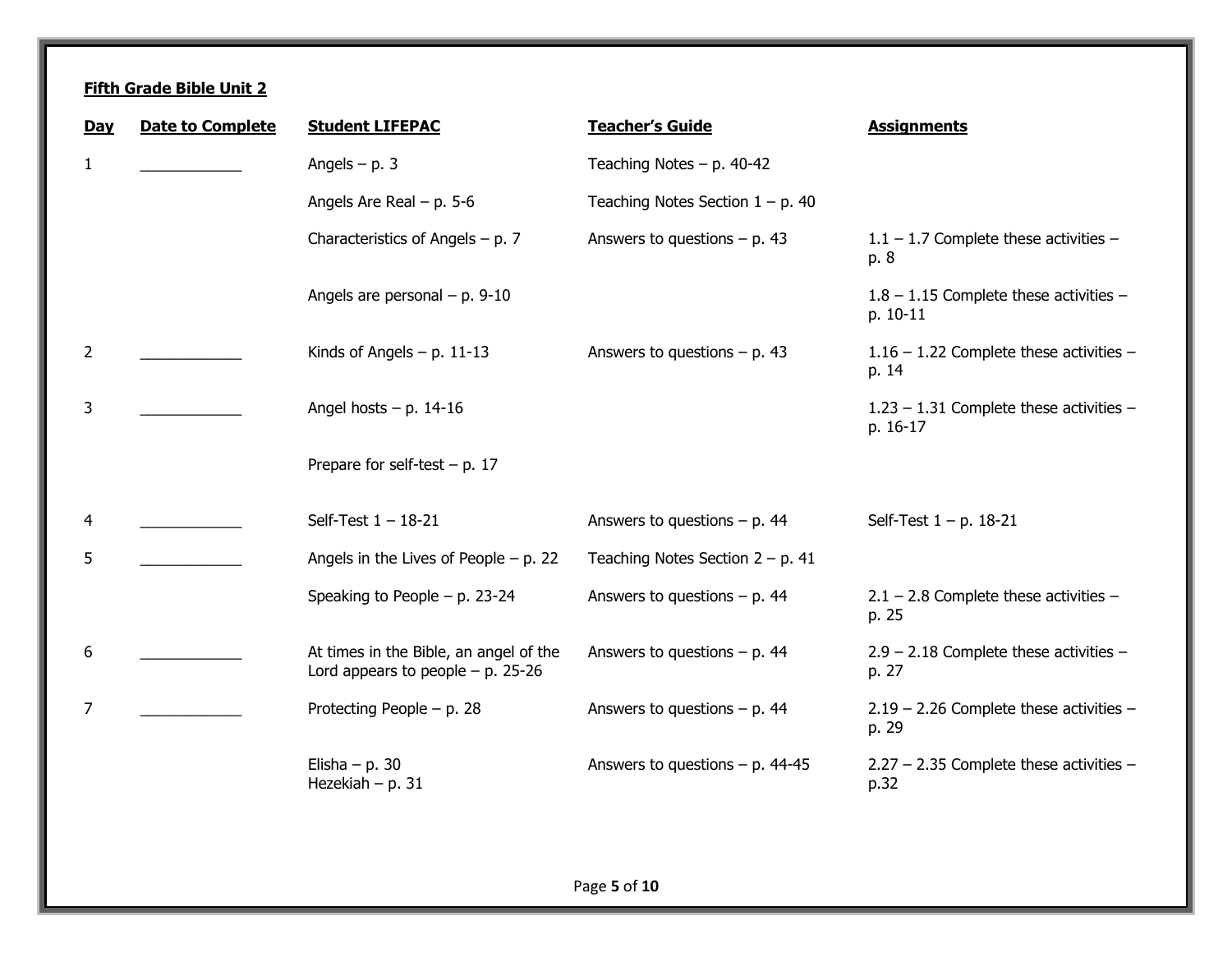**Fifth Grade Bible Unit 2**

| Day | Date to Complete | Student LIFEPAC | Teacher's Guide | Assignments |
|---|---|---|---|---|
| 1 | ____________ | Angels – p. 3 | Teaching Notes – p. 40-42 | |
| | | Angels Are Real – p. 5-6 | Teaching Notes Section 1 – p. 40 | |
| | | Characteristics of Angels – p. 7 | Answers to questions – p. 43 | 1.1 – 1.7 Complete these activities – p. 8 |
| | | Angels are personal – p. 9-10 | | 1.8 – 1.15 Complete these activities – p. 10-11 |
| 2 | ____________ | Kinds of Angels – p. 11-13 | Answers to questions – p. 43 | 1.16 – 1.22 Complete these activities – p. 14 |
| 3 | ____________ | Angel hosts – p. 14-16 | | 1.23 – 1.31 Complete these activities – p. 16-17 |
| | | Prepare for self-test – p. 17 | | |
| 4 | ____________ | Self-Test 1 – 18-21 | Answers to questions – p. 44 | Self-Test 1 – p. 18-21 |
| 5 | ____________ | Angels in the Lives of People – p. 22 | Teaching Notes Section 2 – p. 41 | |
| | | Speaking to People – p. 23-24 | Answers to questions – p. 44 | 2.1 – 2.8 Complete these activities – p. 25 |
| 6 | ____________ | At times in the Bible, an angel of the Lord appears to people – p. 25-26 | Answers to questions – p. 44 | 2.9 – 2.18 Complete these activities – p. 27 |
| 7 | ____________ | Protecting People – p. 28 | Answers to questions – p. 44 | 2.19 – 2.26 Complete these activities – p. 29 |
| | | Elisha – p. 30<br>Hezekiah – p. 31 | Answers to questions – p. 44-45 | 2.27 – 2.35 Complete these activities – p.32 |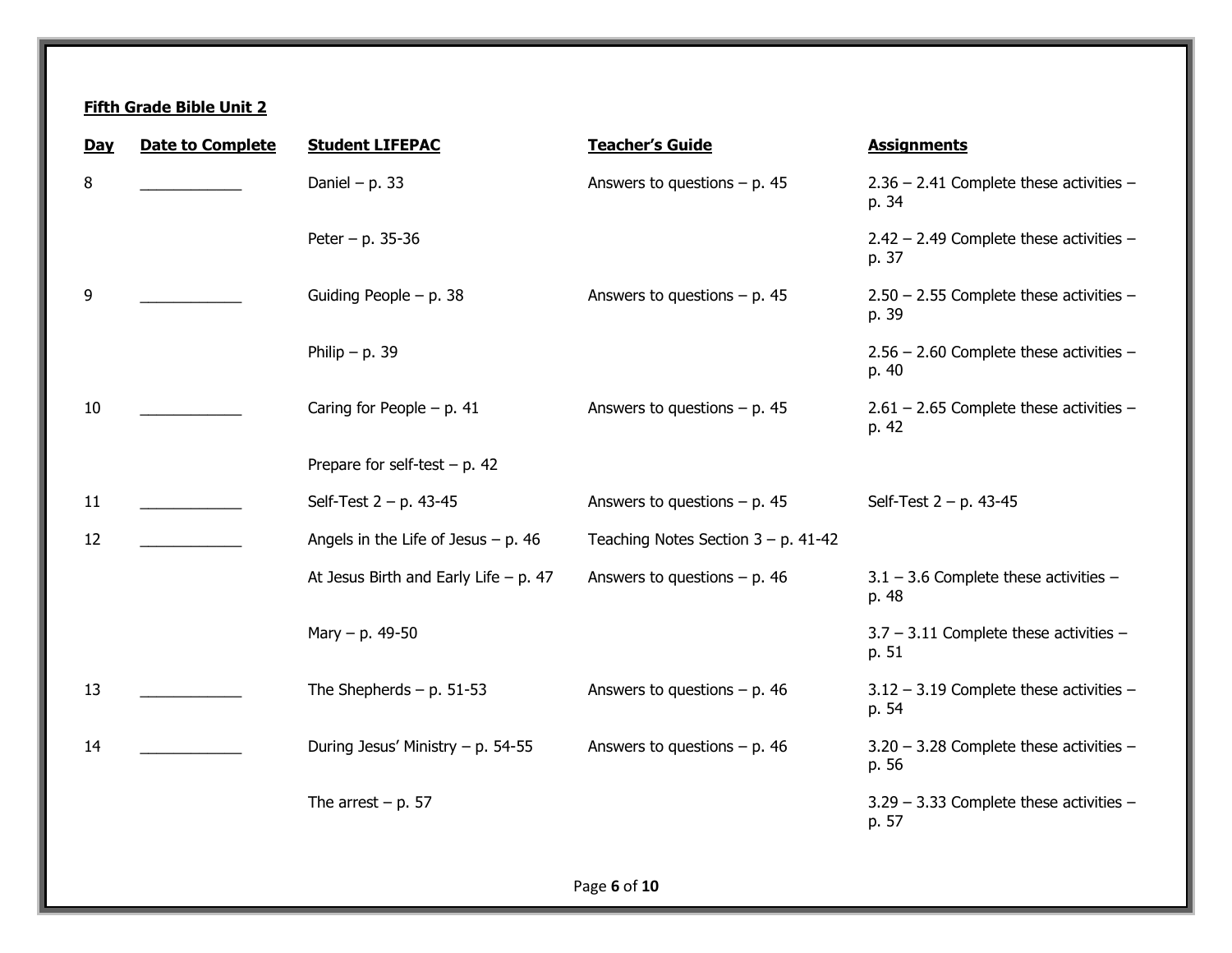**Fifth Grade Bible Unit 2**

| Day | Date to Complete | Student LIFEPAC | Teacher's Guide | Assignments |
|---|---|---|---|---|
| 8 | ____________ | Daniel – p. 33 | Answers to questions – p. 45 | 2.36 – 2.41 Complete these activities – p. 34 |
| | | Peter – p. 35-36 | | 2.42 – 2.49 Complete these activities – p. 37 |
| 9 | ____________ | Guiding People – p. 38 | Answers to questions – p. 45 | 2.50 – 2.55 Complete these activities – p. 39 |
| | | Philip – p. 39 | | 2.56 – 2.60 Complete these activities – p. 40 |
| 10 | ____________ | Caring for People – p. 41 | Answers to questions – p. 45 | 2.61 – 2.65 Complete these activities – p. 42 |
| | | Prepare for self-test – p. 42 | | |
| 11 | ____________ | Self-Test 2 – p. 43-45 | Answers to questions – p. 45 | Self-Test 2 – p. 43-45 |
| 12 | ____________ | Angels in the Life of Jesus – p. 46 | Teaching Notes Section 3 – p. 41-42 | |
| | | At Jesus Birth and Early Life – p. 47 | Answers to questions – p. 46 | 3.1 – 3.6 Complete these activities – p. 48 |
| | | Mary – p. 49-50 | | 3.7 – 3.11 Complete these activities – p. 51 |
| 13 | ____________ | The Shepherds – p. 51-53 | Answers to questions – p. 46 | 3.12 – 3.19 Complete these activities – p. 54 |
| 14 | ____________ | During Jesus' Ministry – p. 54-55 | Answers to questions – p. 46 | 3.20 – 3.28 Complete these activities – p. 56 |
| | | The arrest – p. 57 | | 3.29 – 3.33 Complete these activities – p. 57 |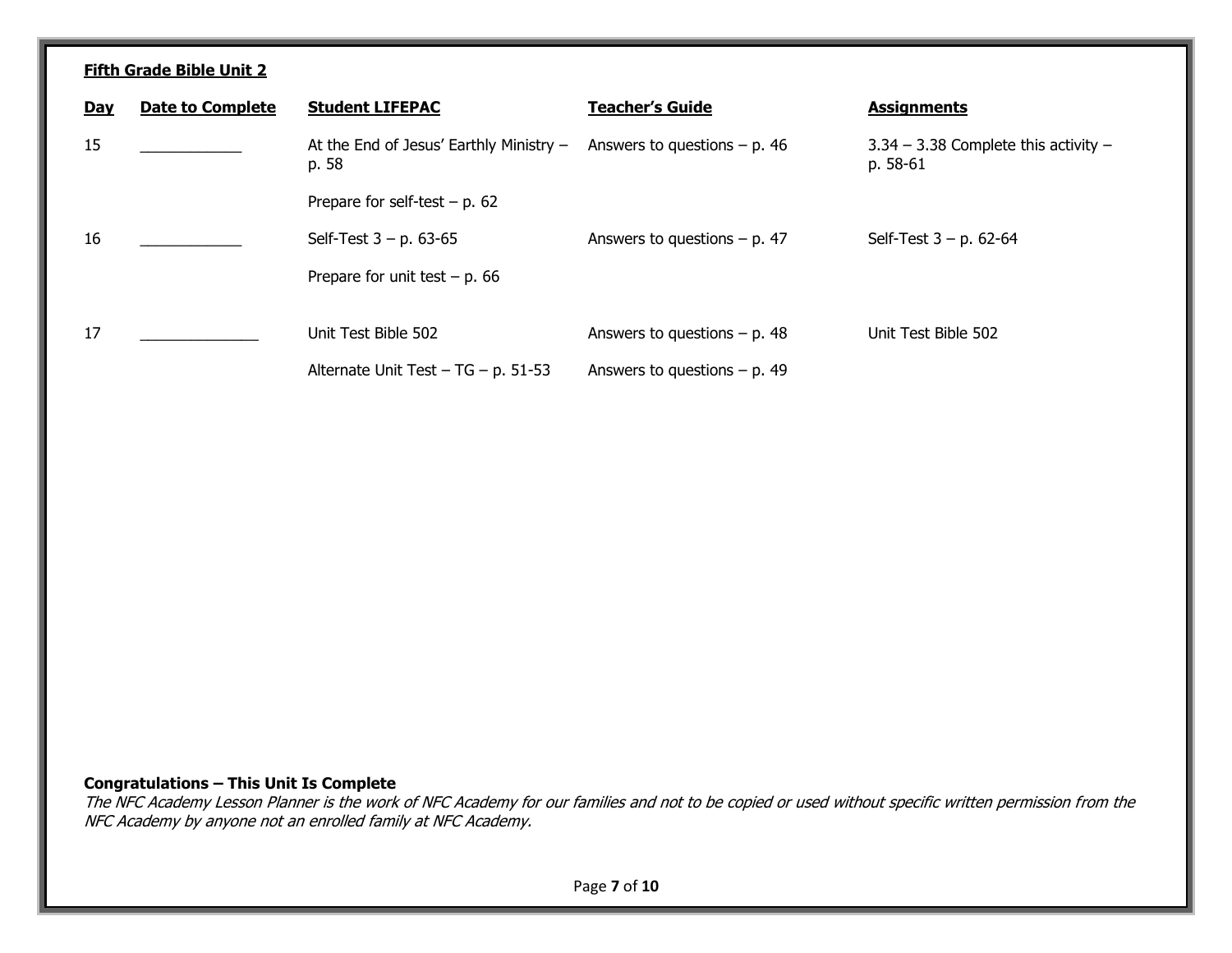**Fifth Grade Bible Unit 2**

| Day | Date to Complete | Student LIFEPAC | Teacher's Guide | Assignments |
|---|---|---|---|---|
| 15 | ____________ | At the End of Jesus' Earthly Ministry – p. 58 | Answers to questions – p. 46 | 3.34 – 3.38 Complete this activity – p. 58-61 |
| | | Prepare for self-test – p. 62 | | |
| 16 | ____________ | Self-Test 3 – p. 63-65 | Answers to questions – p. 47 | Self-Test 3 – p. 62-64 |
| | | Prepare for unit test – p. 66 | | |
| 17 | ______________ | Unit Test Bible 502 | Answers to questions – p. 48 | Unit Test Bible 502 |
| | | Alternate Unit Test – TG – p. 51-53 | Answers to questions – p. 49 | |

**Congratulations – This Unit Is Complete**

*The NFC Academy Lesson Planner is the work of NFC Academy for our families and not to be copied or used without specific written permission from the NFC Academy by anyone not an enrolled family at NFC Academy.*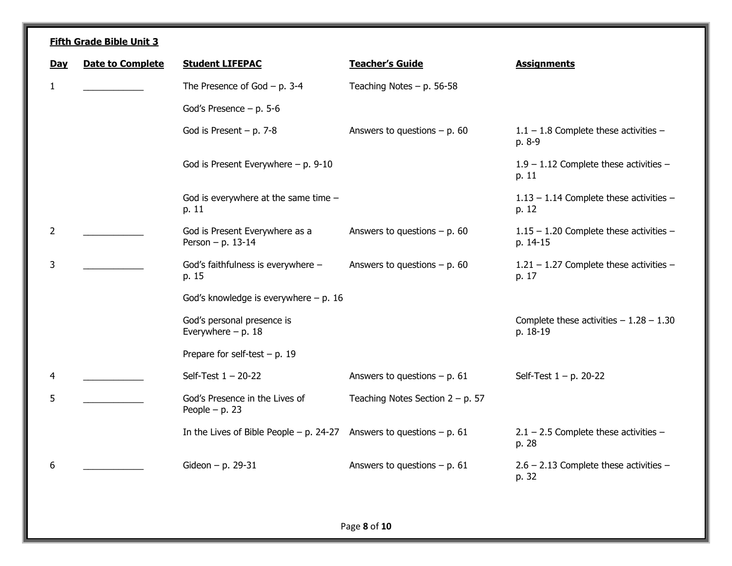**Fifth Grade Bible Unit 3**

| Day | Date to Complete | Student LIFEPAC | Teacher's Guide | Assignments |
|---|---|---|---|---|
| 1 | ____________ | The Presence of God – p. 3-4 | Teaching Notes – p. 56-58 | |
| | | God's Presence – p. 5-6 | | |
| | | God is Present – p. 7-8 | Answers to questions – p. 60 | 1.1 – 1.8 Complete these activities – p. 8-9 |
| | | God is Present Everywhere – p. 9-10 | | 1.9 – 1.12 Complete these activities – p. 11 |
| | | God is everywhere at the same time – p. 11 | | 1.13 – 1.14 Complete these activities – p. 12 |
| 2 | ____________ | God is Present Everywhere as a Person – p. 13-14 | Answers to questions – p. 60 | 1.15 – 1.20 Complete these activities – p. 14-15 |
| 3 | ____________ | God's faithfulness is everywhere – p. 15 | Answers to questions – p. 60 | 1.21 – 1.27 Complete these activities – p. 17 |
| | | God's knowledge is everywhere – p. 16 | | |
| | | God's personal presence is Everywhere – p. 18 | | Complete these activities – 1.28 – 1.30 p. 18-19 |
| | | Prepare for self-test – p. 19 | | |
| 4 | ____________ | Self-Test 1 – 20-22 | Answers to questions – p. 61 | Self-Test 1 – p. 20-22 |
| 5 | ____________ | God's Presence in the Lives of People – p. 23 | Teaching Notes Section 2 – p. 57 | |
| | | In the Lives of Bible People – p. 24-27 | Answers to questions – p. 61 | 2.1 – 2.5 Complete these activities – p. 28 |
| 6 | ____________ | Gideon – p. 29-31 | Answers to questions – p. 61 | 2.6 – 2.13 Complete these activities – p. 32 |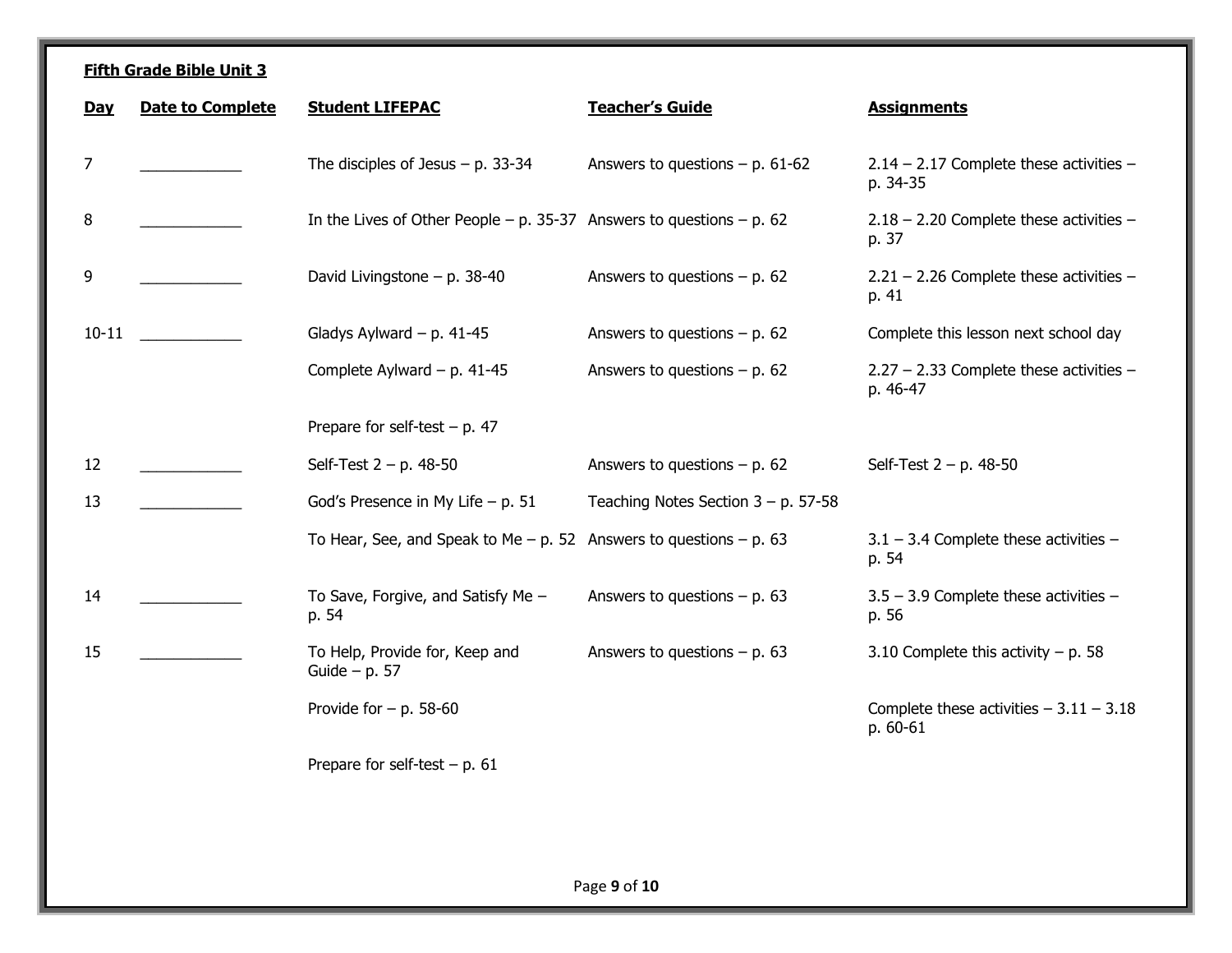**Fifth Grade Bible Unit 3**

| Day | Date to Complete | Student LIFEPAC | Teacher's Guide | Assignments |
|---|---|---|---|---|
| 7 | ____________ | The disciples of Jesus – p. 33-34 | Answers to questions – p. 61-62 | 2.14 – 2.17 Complete these activities – p. 34-35 |
| 8 | ____________ | In the Lives of Other People – p. 35-37 | Answers to questions – p. 62 | 2.18 – 2.20 Complete these activities – p. 37 |
| 9 | ____________ | David Livingstone – p. 38-40 | Answers to questions – p. 62 | 2.21 – 2.26 Complete these activities – p. 41 |
| 10-11 | ____________ | Gladys Aylward – p. 41-45 | Answers to questions – p. 62 | Complete this lesson next school day |
| | | Complete Aylward – p. 41-45 | Answers to questions – p. 62 | 2.27 – 2.33 Complete these activities – p. 46-47 |
| | | Prepare for self-test – p. 47 | | |
| 12 | ____________ | Self-Test 2 – p. 48-50 | Answers to questions – p. 62 | Self-Test 2 – p. 48-50 |
| 13 | ____________ | God's Presence in My Life – p. 51 | Teaching Notes Section 3 – p. 57-58 | |
| | | To Hear, See, and Speak to Me – p. 52 | Answers to questions – p. 63 | 3.1 – 3.4 Complete these activities – p. 54 |
| 14 | ____________ | To Save, Forgive, and Satisfy Me – p. 54 | Answers to questions – p. 63 | 3.5 – 3.9 Complete these activities – p. 56 |
| 15 | ____________ | To Help, Provide for, Keep and Guide – p. 57 | Answers to questions – p. 63 | 3.10 Complete this activity – p. 58 |
| | | Provide for – p. 58-60 | | Complete these activities – 3.11 – 3.18 p. 60-61 |
| | | Prepare for self-test – p. 61 | | |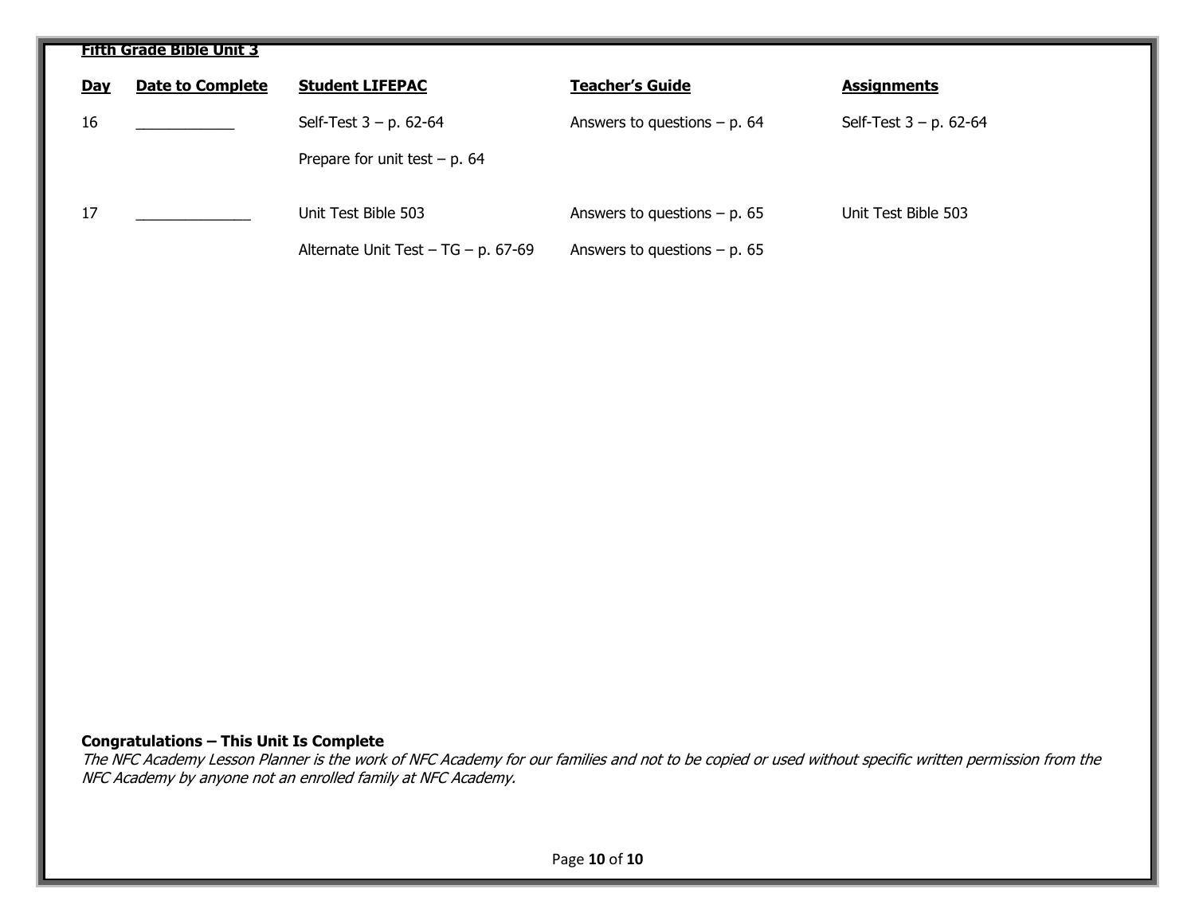**Fifth Grade Bible Unit 3**

| Day | Date to Complete | Student LIFEPAC | Teacher's Guide | Assignments |
|---|---|---|---|---|
| 16 | ____________ | Self-Test 3 – p. 62-64 | Answers to questions – p. 64 | Self-Test 3 – p. 62-64 |
| | | Prepare for unit test – p. 64 | | |
| 17 | ______________ | Unit Test Bible 503 | Answers to questions – p. 65 | Unit Test Bible 503 |
| | | Alternate Unit Test – TG – p. 67-69 | Answers to questions – p. 65 | |

**Congratulations – This Unit Is Complete**

*The NFC Academy Lesson Planner is the work of NFC Academy for our families and not to be copied or used without specific written permission from the NFC Academy by anyone not an enrolled family at NFC Academy.*